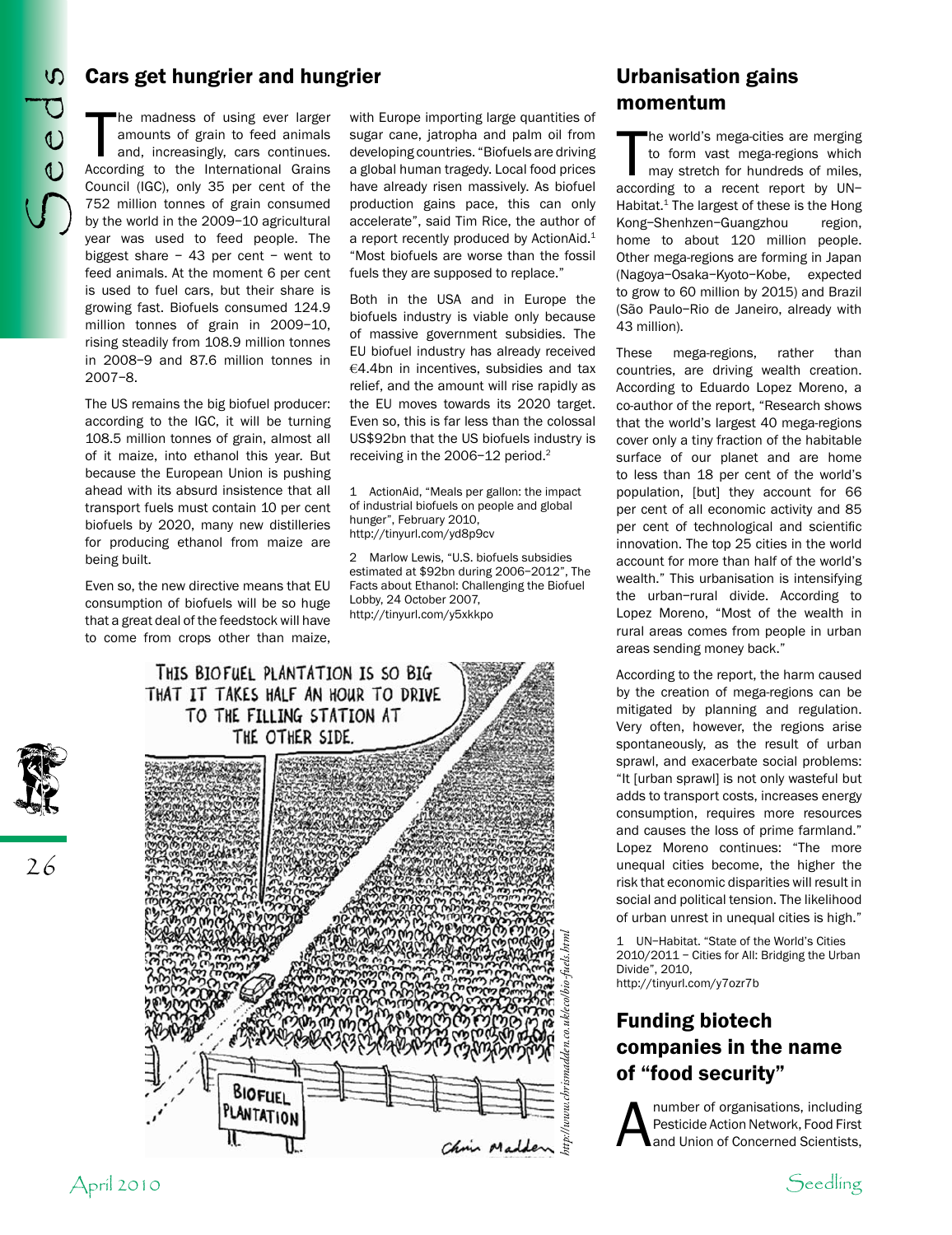## Cars get hungrier and hungrier

The madness of using ever larger amounts of grain to feed animals and, increasingly, cars continues. According to the International Grains Council (IGC), only 35 per cent of the 752 million tonnes of grain consumed by the world in the 2009–10 agricultural year was used to feed people. The biggest share – 43 per cent – went to feed animals. At the moment 6 per cent is used to fuel cars, but their share is growing fast. Biofuels consumed 124.9 million tonnes of grain in 2009–10, rising steadily from 108.9 million tonnes in 2008–9 and 87.6 million tonnes in 2007–8.

The US remains the big biofuel producer: according to the IGC, it will be turning 108.5 million tonnes of grain, almost all of it maize, into ethanol this year. But because the European Union is pushing ahead with its absurd insistence that all transport fuels must contain 10 per cent biofuels by 2020, many new distilleries for producing ethanol from maize are being built.

Even so, the new directive means that EU consumption of biofuels will be so huge that a great deal of the feedstock will have to come from crops other than maize, with Europe importing large quantities of sugar cane, jatropha and palm oil from developing countries. "Biofuels are driving a global human tragedy. Local food prices have already risen massively. As biofuel production gains pace, this can only accelerate", said Tim Rice, the author of a report recently produced by ActionAid.[1] "Most biofuels are worse than the fossil fuels they are supposed to replace."

Both in the USA and in Europe the biofuels industry is viable only because of massive government subsidies. The EU biofuel industry has already received €4.4bn in incentives, subsidies and tax relief, and the amount will rise rapidly as the EU moves towards its 2020 target. Even so, this is far less than the colossal US$92bn that the US biofuels industry is receiving in the 2006–12 period.[2]

1 ActionAid, "Meals per gallon: the impact of industrial biofuels on people and global hunger", February 2010, http://tinyurl.com/yd8p9cv

2 Marlow Lewis, "U.S. biofuels subsidies estimated at $92bn during 2006–2012", The Facts about Ethanol: Challenging the Biofuel Lobby, 24 October 2007, http://tinyurl.com/y5xkkpo

THIS BIOFUEL PLANTATION IS SO BIG THAT IT TAKES HALF AN HOUR TO DRIVE TO THE FILLING STATION AT THE OTHER SIDE.

BIOFUEL PLANTATION

Chris Madden

http://www.chrismadden.co.uk/eco/bio-fuels.html

## Urbanisation gains momentum

The world's mega-cities are merging to form vast mega-regions which may stretch for hundreds of miles, according to a recent report by UN–Habitat.[1] The largest of these is the Hong Kong–Shenhzen–Guangzhou region, home to about 120 million people. Other mega-regions are forming in Japan (Nagoya–Osaka–Kyoto–Kobe, expected to grow to 60 million by 2015) and Brazil (São Paulo–Rio de Janeiro, already with 43 million).

These mega-regions, rather than countries, are driving wealth creation. According to Eduardo Lopez Moreno, a co-author of the report, "Research shows that the world's largest 40 mega-regions cover only a tiny fraction of the habitable surface of our planet and are home to less than 18 per cent of the world's population, [but] they account for 66 per cent of all economic activity and 85 per cent of technological and scientific innovation. The top 25 cities in the world account for more than half of the world's wealth." This urbanisation is intensifying the urban–rural divide. According to Lopez Moreno, "Most of the wealth in rural areas comes from people in urban areas sending money back."

According to the report, the harm caused by the creation of mega-regions can be mitigated by planning and regulation. Very often, however, the regions arise spontaneously, as the result of urban sprawl, and exacerbate social problems: "It [urban sprawl] is not only wasteful but adds to transport costs, increases energy consumption, requires more resources and causes the loss of prime farmland." Lopez Moreno continues: "The more unequal cities become, the higher the risk that economic disparities will result in social and political tension. The likelihood of urban unrest in unequal cities is high."

1 UN–Habitat. "State of the World's Cities 2010/2011 – Cities for All: Bridging the Urban Divide", 2010, http://tinyurl.com/y7ozr7b

## Funding biotech companies in the name of "food security"

A number of organisations, including Pesticide Action Network, Food First and Union of Concerned Scientists,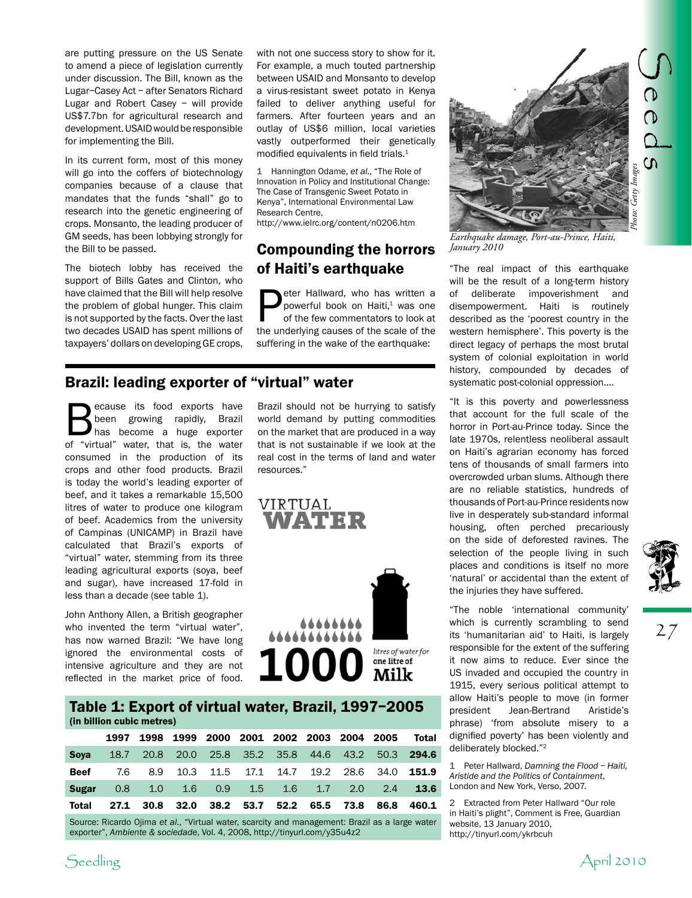are putting pressure on the US Senate to amend a piece of legislation currently under discussion. The Bill, known as the Lugar–Casey Act – after Senators Richard Lugar and Robert Casey – will provide US$7.7bn for agricultural research and development. USAID would be responsible for implementing the Bill.

In its current form, most of this money will go into the coffers of biotechnology companies because of a clause that mandates that the funds "shall" go to research into the genetic engineering of crops. Monsanto, the leading producer of GM seeds, has been lobbying strongly for the Bill to be passed.

The biotech lobby has received the support of Bills Gates and Clinton, who have claimed that the Bill will help resolve the problem of global hunger. This claim is not supported by the facts. Over the last two decades USAID has spent millions of taxpayers' dollars on developing GE crops, with not one success story to show for it. For example, a much touted partnership between USAID and Monsanto to develop a virus-resistant sweet potato in Kenya failed to deliver anything useful for farmers. After fourteen years and an outlay of US$6 million, local varieties vastly outperformed their genetically modified equivalents in field trials.[1]

1 Hannington Odame, *et al.*, "The Role of Innovation in Policy and Institutional Change: The Case of Transgenic Sweet Potato in Kenya", International Environmental Law Research Centre, http://www.ielrc.org/content/n0206.htm

## Compounding the horrors of Haiti's earthquake

Peter Hallward, who has written a powerful book on Haiti,[1] was one of the few commentators to look at the underlying causes of the scale of the suffering in the wake of the earthquake:

*Earthquake damage, Port-au-Prince, Haiti, January 2010*

*Photo: Getty Images*

"The real impact of this earthquake will be the result of a long-term history of deliberate impoverishment and disempowerment. Haiti is routinely described as the 'poorest country in the western hemisphere'. This poverty is the direct legacy of perhaps the most brutal system of colonial exploitation in world history, compounded by decades of systematic post-colonial oppression....

"It is this poverty and powerlessness that account for the full scale of the horror in Port-au-Prince today. Since the late 1970s, relentless neoliberal assault on Haiti's agrarian economy has forced tens of thousands of small farmers into overcrowded urban slums. Although there are no reliable statistics, hundreds of thousands of Port-au-Prince residents now live in desperately sub-standard informal housing, often perched precariously on the side of deforested ravines. The selection of the people living in such places and conditions is itself no more 'natural' or accidental than the extent of the injuries they have suffered.

"The noble 'international community' which is currently scrambling to send its 'humanitarian aid' to Haiti, is largely responsible for the extent of the suffering it now aims to reduce. Ever since the US invaded and occupied the country in 1915, every serious political attempt to allow Haiti's people to move (in former president Jean-Bertrand Aristide's phrase) 'from absolute misery to a dignified poverty' has been violently and deliberately blocked."[2]

1 Peter Hallward, *Damning the Flood – Haiti, Aristide and the Politics of Containment*, London and New York, Verso, 2007.

2 Extracted from Peter Hallward "Our role in Haiti's plight", Comment is Free, Guardian website, 13 January 2010, http://tinyurl.com/ykrbcuh

## Brazil: leading exporter of "virtual" water

Because its food exports have been growing rapidly, Brazil has become a huge exporter of "virtual" water, that is, the water consumed in the production of its crops and other food products. Brazil is today the world's leading exporter of beef, and it takes a remarkable 15,500 litres of water to produce one kilogram of beef. Academics from the university of Campinas (UNICAMP) in Brazil have calculated that Brazil's exports of "virtual" water, stemming from its three leading agricultural exports (soya, beef and sugar), have increased 17-fold in less than a decade (see table 1).

John Anthony Allen, a British geographer who invented the term "virtual water", has now warned Brazil: "We have long ignored the environmental costs of intensive agriculture and they are not reflected in the market price of food. Brazil should not be hurrying to satisfy world demand by putting commodities on the market that are produced in a way that is not sustainable if we look at the real cost in the terms of land and water resources."

VIRTUAL WATER

1000 litres of water for one litre of Milk

### Table 1: Export of virtual water, Brazil, 1997–2005 (in billion cubic metres)

| | 1997 | 1998 | 1999 | 2000 | 2001 | 2002 | 2003 | 2004 | 2005 | Total |
|---|---|---|---|---|---|---|---|---|---|---|
| **Soya** | 18.7 | 20.8 | 20.0 | 25.8 | 35.2 | 35.8 | 44.6 | 43.2 | 50.3 | **294.6** |
| **Beef** | 7.6 | 8.9 | 10.3 | 11.5 | 17.1 | 14.7 | 19.2 | 28.6 | 34.0 | **151.9** |
| **Sugar** | 0.8 | 1.0 | 1.6 | 0.9 | 1.5 | 1.6 | 1.7 | 2.0 | 2.4 | **13.6** |
| **Total** | **27.1** | **30.8** | **32.0** | **38.2** | **53.7** | **52.2** | **65.5** | **73.8** | **86.8** | **460.1** |

Source: Ricardo Ojima *et al.*, "Virtual water, scarcity and management: Brazil as a large water exporter", *Ambiente & sociedade*, Vol. 4, 2008, http://tinyurl.com/y35u4z2